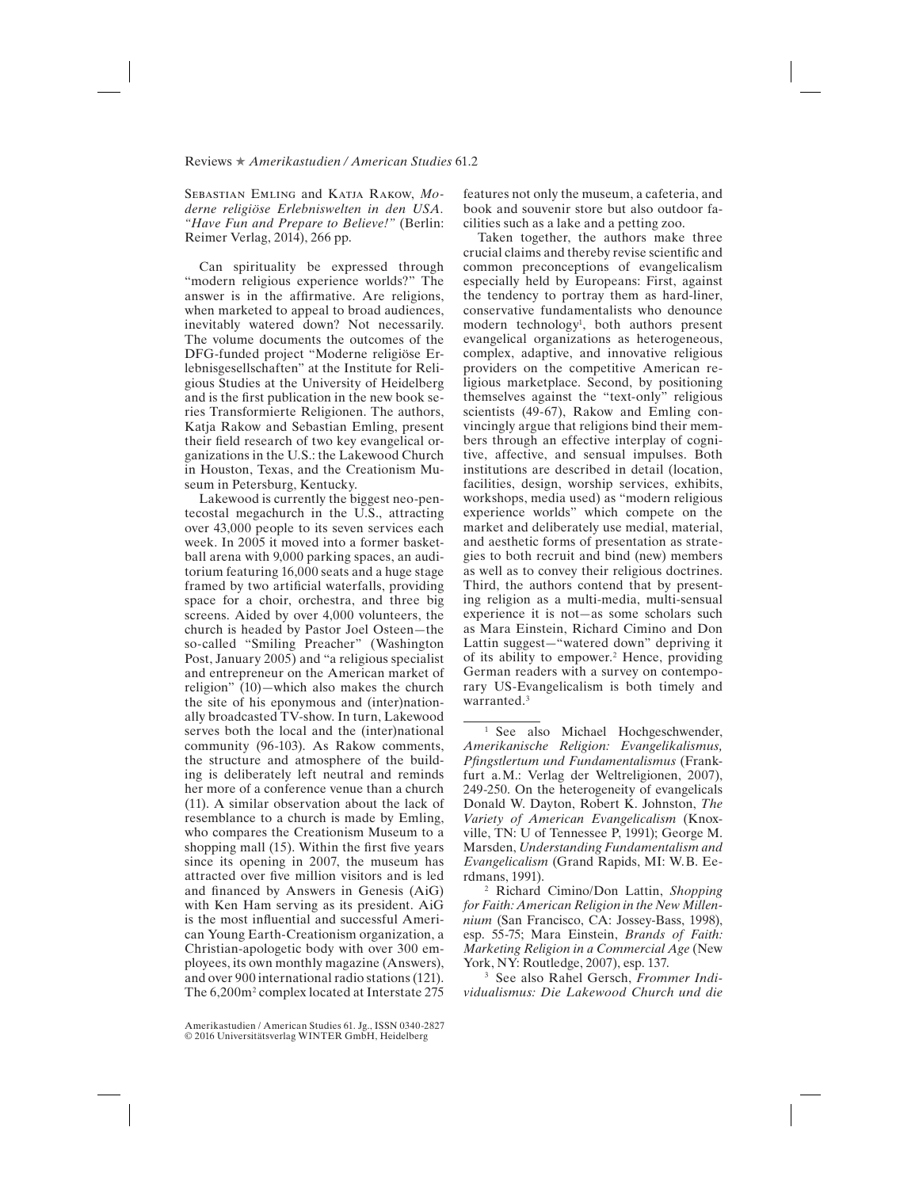Sebastian Emling and Katja Rakow, *Moderne religiöse Erlebniswelten in den USA. "Have Fun and Prepare to Believe!"* (Berlin: Reimer Verlag, 2014), 266 pp.

Can spirituality be expressed through "modern religious experience worlds?" The answer is in the affirmative. Are religions, when marketed to appeal to broad audiences, inevitably watered down? Not necessarily. The volume documents the outcomes of the DFG-funded project "Moderne religiöse Erlebnisgesellschaften" at the Institute for Religious Studies at the University of Heidelberg and is the first publication in the new book series Transformierte Religionen. The authors, Katja Rakow and Sebastian Emling, present their field research of two key evangelical organizations in the U.S.: the Lakewood Church in Houston, Texas, and the Creationism Museum in Petersburg, Kentucky.

Lakewood is currently the biggest neo-pentecostal megachurch in the U.S., attracting over 43,000 people to its seven services each week. In 2005 it moved into a former basketball arena with 9,000 parking spaces, an auditorium featuring 16,000 seats and a huge stage framed by two artificial waterfalls, providing space for a choir, orchestra, and three big screens. Aided by over 4,000 volunteers, the church is headed by Pastor Joel Osteen—the so-called "Smiling Preacher" (Washington Post, January 2005) and "a religious specialist and entrepreneur on the American market of religion" (10)—which also makes the church the site of his eponymous and (inter)nationally broadcasted TV-show. In turn, Lakewood serves both the local and the (inter)national community (96-103). As Rakow comments, the structure and atmosphere of the building is deliberately left neutral and reminds her more of a conference venue than a church (11). A similar observation about the lack of resemblance to a church is made by Emling, who compares the Creationism Museum to a shopping mall (15). Within the first five years since its opening in 2007, the museum has attracted over five million visitors and is led and financed by Answers in Genesis (AiG) with Ken Ham serving as its president. AiG is the most influential and successful American Young Earth-Creationism organization, a Christian-apologetic body with over 300 employees, its own monthly magazine (Answers), and over 900 international radio stations (121). The 6,200m² complex located at Interstate 275 features not only the museum, a cafeteria, and book and souvenir store but also outdoor facilities such as a lake and a petting zoo.

Taken together, the authors make three crucial claims and thereby revise scientific and common preconceptions of evangelicalism especially held by Europeans: First, against the tendency to portray them as hard-liner, conservative fundamentalists who denounce modern technology[1], both authors present evangelical organizations as heterogeneous, complex, adaptive, and innovative religious providers on the competitive American religious marketplace. Second, by positioning themselves against the "text-only" religious scientists (49-67), Rakow and Emling convincingly argue that religions bind their members through an effective interplay of cognitive, affective, and sensual impulses. Both institutions are described in detail (location, facilities, design, worship services, exhibits, workshops, media used) as "modern religious experience worlds" which compete on the market and deliberately use medial, material, and aesthetic forms of presentation as strategies to both recruit and bind (new) members as well as to convey their religious doctrines. Third, the authors contend that by presenting religion as a multi-media, multi-sensual experience it is not—as some scholars such as Mara Einstein, Richard Cimino and Don Lattin suggest—"watered down" depriving it of its ability to empower.[2] Hence, providing German readers with a survey on contemporary US-Evangelicalism is both timely and warranted.[3]

---

[1] See also Michael Hochgeschwender, *Amerikanische Religion: Evangelikalismus, Pfingstlertum und Fundamentalismus* (Frankfurt a.M.: Verlag der Weltreligionen, 2007), 249-250. On the heterogeneity of evangelicals Donald W. Dayton, Robert K. Johnston, *The Variety of American Evangelicalism* (Knoxville, TN: U of Tennessee P, 1991); George M. Marsden, *Understanding Fundamentalism and Evangelicalism* (Grand Rapids, MI: W.B. Eerdmans, 1991).

[2] Richard Cimino/Don Lattin, *Shopping for Faith: American Religion in the New Millennium* (San Francisco, CA: Jossey-Bass, 1998), esp. 55-75; Mara Einstein, *Brands of Faith: Marketing Religion in a Commercial Age* (New York, NY: Routledge, 2007), esp. 137.

[3] See also Rahel Gersch, *Frommer Individualismus: Die Lakewood Church und die*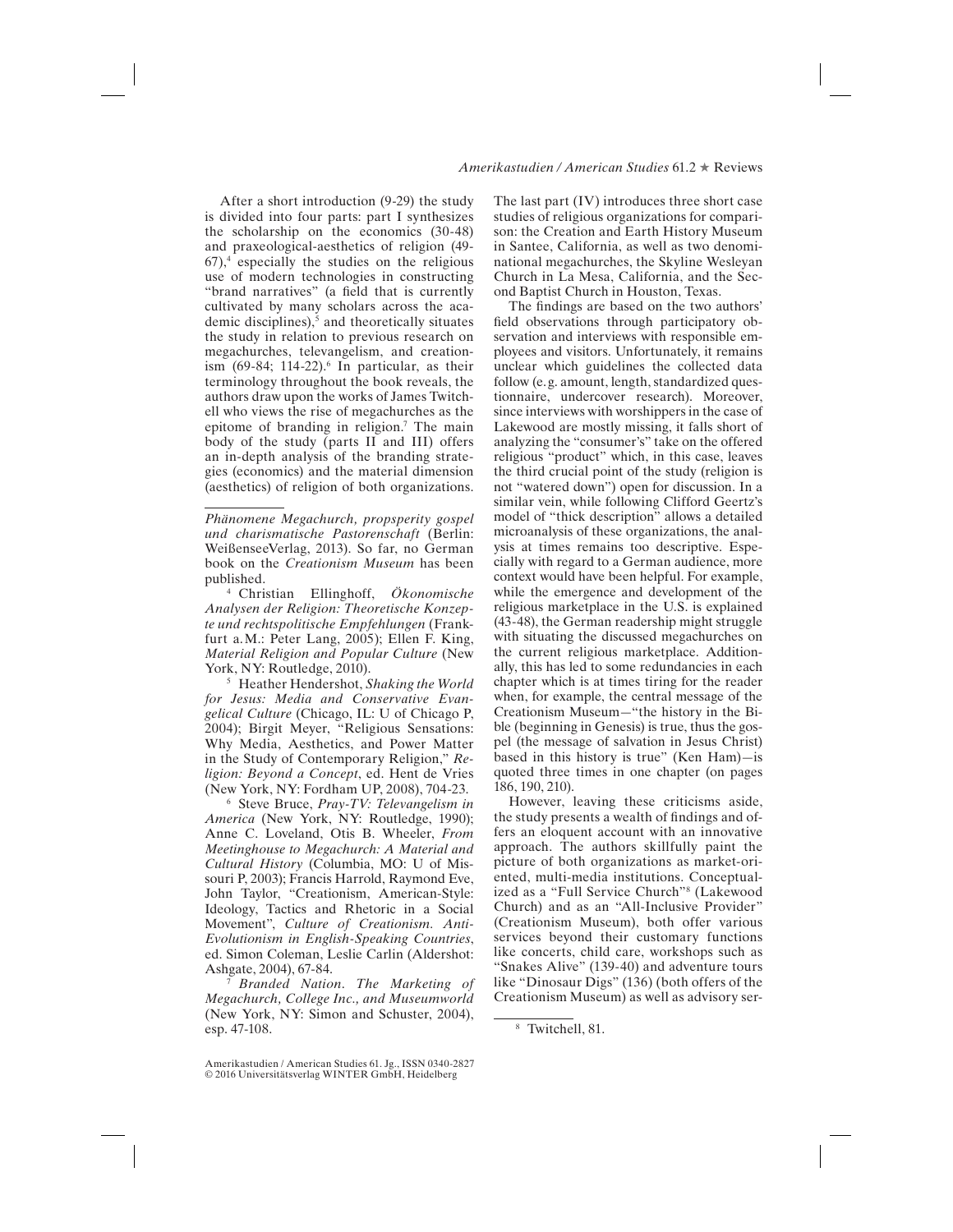After a short introduction (9-29) the study is divided into four parts: part I synthesizes the scholarship on the economics (30-48) and praxeological-aesthetics of religion (49-67),[4] especially the studies on the religious use of modern technologies in constructing "brand narratives" (a field that is currently cultivated by many scholars across the academic disciplines),[5] and theoretically situates the study in relation to previous research on megachurches, televangelism, and creationism (69-84; 114-22).[6] In particular, as their terminology throughout the book reveals, the authors draw upon the works of James Twitchell who views the rise of megachurches as the epitome of branding in religion.[7] The main body of the study (parts II and III) offers an in-depth analysis of the branding strategies (economics) and the material dimension (aesthetics) of religion of both organizations. The last part (IV) introduces three short case studies of religious organizations for comparison: the Creation and Earth History Museum in Santee, California, as well as two denominational megachurches, the Skyline Wesleyan Church in La Mesa, California, and the Second Baptist Church in Houston, Texas.

The findings are based on the two authors' field observations through participatory observation and interviews with responsible employees and visitors. Unfortunately, it remains unclear which guidelines the collected data follow (e. g. amount, length, standardized questionnaire, undercover research). Moreover, since interviews with worshippers in the case of Lakewood are mostly missing, it falls short of analyzing the "consumer's" take on the offered religious "product" which, in this case, leaves the third crucial point of the study (religion is not "watered down") open for discussion. In a similar vein, while following Clifford Geertz's model of "thick description" allows a detailed microanalysis of these organizations, the analysis at times remains too descriptive. Especially with regard to a German audience, more context would have been helpful. For example, while the emergence and development of the religious marketplace in the U.S. is explained (43-48), the German readership might struggle with situating the discussed megachurches on the current religious marketplace. Additionally, this has led to some redundancies in each chapter which is at times tiring for the reader when, for example, the central message of the Creationism Museum—"the history in the Bible (beginning in Genesis) is true, thus the gospel (the message of salvation in Jesus Christ) based in this history is true" (Ken Ham)—is quoted three times in one chapter (on pages 186, 190, 210).

However, leaving these criticisms aside, the study presents a wealth of findings and offers an eloquent account with an innovative approach. The authors skillfully paint the picture of both organizations as market-oriented, multi-media institutions. Conceptualized as a "Full Service Church"[8] (Lakewood Church) and as an "All-Inclusive Provider" (Creationism Museum), both offer various services beyond their customary functions like concerts, child care, workshops such as "Snakes Alive" (139-40) and adventure tours like "Dinosaur Digs" (136) (both offers of the Creationism Museum) as well as advisory ser-

---

*Phänomene Megachurch, propsperity gospel und charismatische Pastorenschaft* (Berlin: WeißenseeVerlag, 2013). So far, no German book on the *Creationism Museum* has been published.

[4] Christian Ellinghoff, *Ökonomische Analysen der Religion: Theoretische Konzepte und rechtspolitische Empfehlungen* (Frankfurt a.M.: Peter Lang, 2005); Ellen F. King, *Material Religion and Popular Culture* (New York, NY: Routledge, 2010).

[5] Heather Hendershot, *Shaking the World for Jesus: Media and Conservative Evangelical Culture* (Chicago, IL: U of Chicago P, 2004); Birgit Meyer, "Religious Sensations: Why Media, Aesthetics, and Power Matter in the Study of Contemporary Religion," *Religion: Beyond a Concept*, ed. Hent de Vries (New York, NY: Fordham UP, 2008), 704-23.

[6] Steve Bruce, *Pray-TV: Televangelism in America* (New York, NY: Routledge, 1990); Anne C. Loveland, Otis B. Wheeler, *From Meetinghouse to Megachurch: A Material and Cultural History* (Columbia, MO: U of Missouri P, 2003); Francis Harrold, Raymond Eve, John Taylor, "Creationism, American-Style: Ideology, Tactics and Rhetoric in a Social Movement", *Culture of Creationism. Anti-Evolutionism in English-Speaking Countries*, ed. Simon Coleman, Leslie Carlin (Aldershot: Ashgate, 2004), 67-84.

[7] *Branded Nation. The Marketing of Megachurch, College Inc., and Museumworld* (New York, NY: Simon and Schuster, 2004), esp. 47-108.

[8] Twitchell, 81.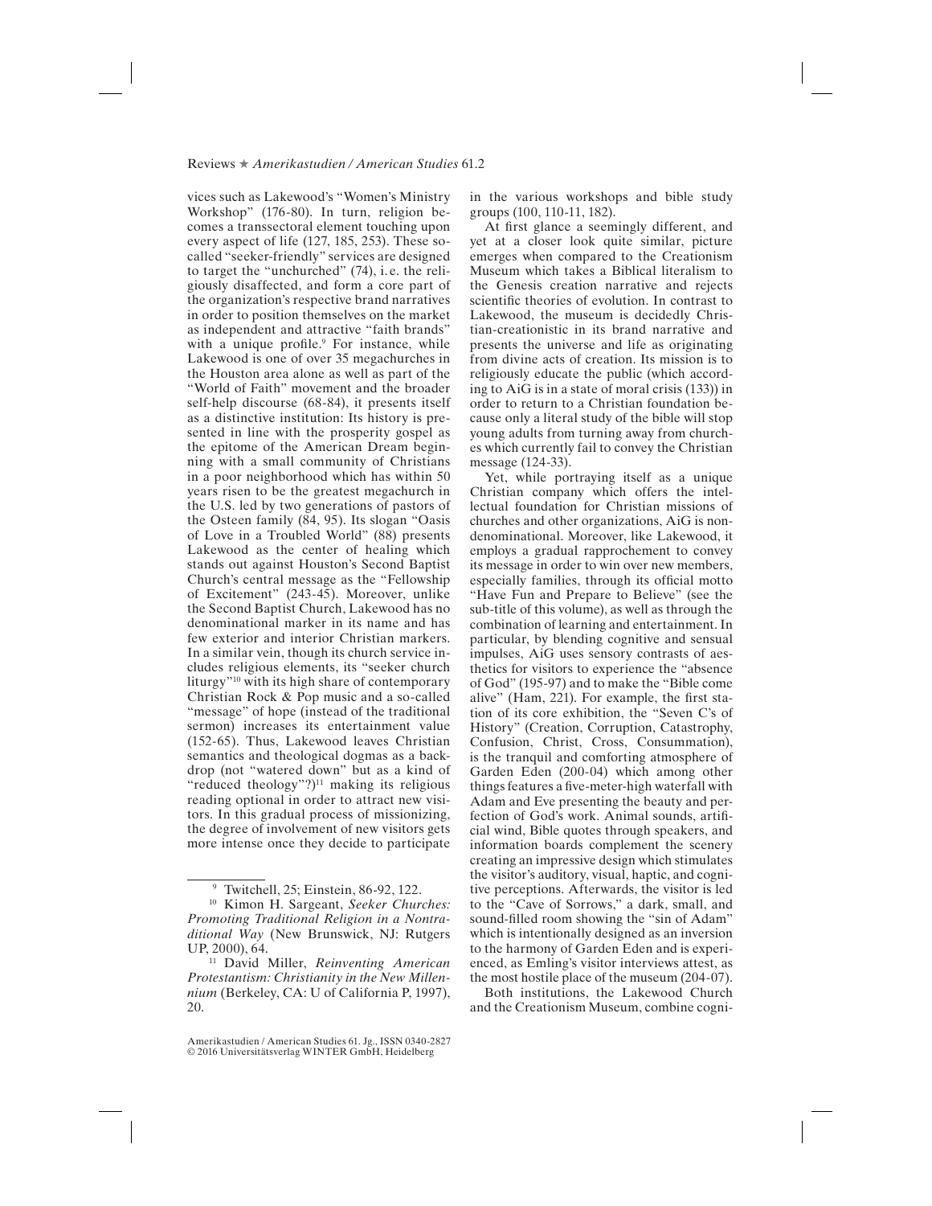vices such as Lakewood's "Women's Ministry Workshop" (176-80). In turn, religion becomes a transsectoral element touching upon every aspect of life (127, 185, 253). These so-called "seeker-friendly" services are designed to target the "unchurched" (74), i.e. the religiously disaffected, and form a core part of the organization's respective brand narratives in order to position themselves on the market as independent and attractive "faith brands" with a unique profile.[9] For instance, while Lakewood is one of over 35 megachurches in the Houston area alone as well as part of the "World of Faith" movement and the broader self-help discourse (68-84), it presents itself as a distinctive institution: Its history is presented in line with the prosperity gospel as the epitome of the American Dream beginning with a small community of Christians in a poor neighborhood which has within 50 years risen to be the greatest megachurch in the U.S. led by two generations of pastors of the Osteen family (84, 95). Its slogan "Oasis of Love in a Troubled World" (88) presents Lakewood as the center of healing which stands out against Houston's Second Baptist Church's central message as the "Fellowship of Excitement" (243-45). Moreover, unlike the Second Baptist Church, Lakewood has no denominational marker in its name and has few exterior and interior Christian markers. In a similar vein, though its church service includes religious elements, its "seeker church liturgy"[10] with its high share of contemporary Christian Rock & Pop music and a so-called "message" of hope (instead of the traditional sermon) increases its entertainment value (152-65). Thus, Lakewood leaves Christian semantics and theological dogmas as a backdrop (not "watered down" but as a kind of "reduced theology"?)[11] making its religious reading optional in order to attract new visitors. In this gradual process of missionizing, the degree of involvement of new visitors gets more intense once they decide to participate in the various workshops and bible study groups (100, 110-11, 182).

At first glance a seemingly different, and yet at a closer look quite similar, picture emerges when compared to the Creationism Museum which takes a Biblical literalism to the Genesis creation narrative and rejects scientific theories of evolution. In contrast to Lakewood, the museum is decidedly Christian-creationistic in its brand narrative and presents the universe and life as originating from divine acts of creation. Its mission is to religiously educate the public (which according to AiG is in a state of moral crisis (133)) in order to return to a Christian foundation because only a literal study of the bible will stop young adults from turning away from churches which currently fail to convey the Christian message (124-33).

Yet, while portraying itself as a unique Christian company which offers the intellectual foundation for Christian missions of churches and other organizations, AiG is nondenominational. Moreover, like Lakewood, it employs a gradual rapprochement to convey its message in order to win over new members, especially families, through its official motto "Have Fun and Prepare to Believe" (see the sub-title of this volume), as well as through the combination of learning and entertainment. In particular, by blending cognitive and sensual impulses, AiG uses sensory contrasts of aesthetics for visitors to experience the "absence of God" (195-97) and to make the "Bible come alive" (Ham, 221). For example, the first station of its core exhibition, the "Seven C's of History" (Creation, Corruption, Catastrophy, Confusion, Christ, Cross, Consummation), is the tranquil and comforting atmosphere of Garden Eden (200-04) which among other things features a five-meter-high waterfall with Adam and Eve presenting the beauty and perfection of God's work. Animal sounds, artificial wind, Bible quotes through speakers, and information boards complement the scenery creating an impressive design which stimulates the visitor's auditory, visual, haptic, and cognitive perceptions. Afterwards, the visitor is led to the "Cave of Sorrows," a dark, small, and sound-filled room showing the "sin of Adam" which is intentionally designed as an inversion to the harmony of Garden Eden and is experienced, as Emling's visitor interviews attest, as the most hostile place of the museum (204-07).

Both institutions, the Lakewood Church and the Creationism Museum, combine cogni-

---

[9] Twitchell, 25; Einstein, 86-92, 122.

[10] Kimon H. Sargeant, *Seeker Churches: Promoting Traditional Religion in a Nontraditional Way* (New Brunswick, NJ: Rutgers UP, 2000), 64.

[11] David Miller, *Reinventing American Protestantism: Christianity in the New Millennium* (Berkeley, CA: U of California P, 1997), 20.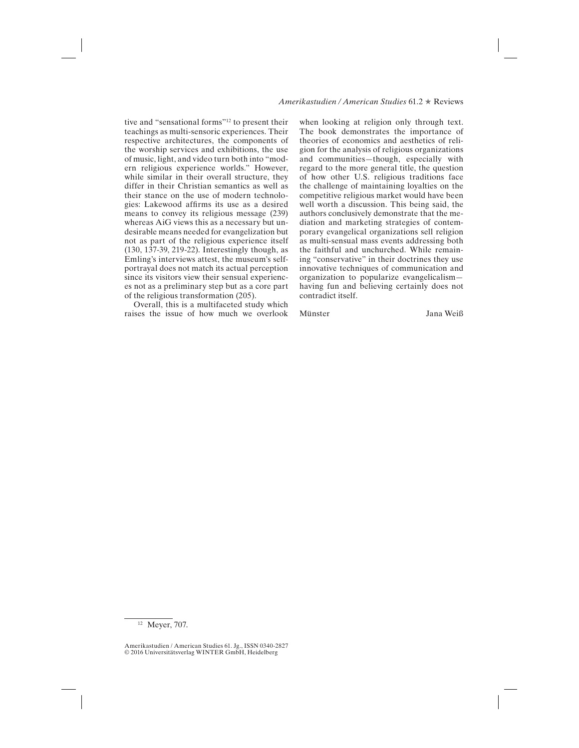tive and "sensational forms"[12] to present their teachings as multi-sensoric experiences. Their respective architectures, the components of the worship services and exhibitions, the use of music, light, and video turn both into "modern religious experience worlds." However, while similar in their overall structure, they differ in their Christian semantics as well as their stance on the use of modern technologies: Lakewood affirms its use as a desired means to convey its religious message (239) whereas AiG views this as a necessary but undesirable means needed for evangelization but not as part of the religious experience itself (130, 137-39, 219-22). Interestingly though, as Emling's interviews attest, the museum's self-portrayal does not match its actual perception since its visitors view their sensual experiences not as a preliminary step but as a core part of the religious transformation (205).

Overall, this is a multifaceted study which raises the issue of how much we overlook when looking at religion only through text. The book demonstrates the importance of theories of economics and aesthetics of religion for the analysis of religious organizations and communities—though, especially with regard to the more general title, the question of how other U.S. religious traditions face the challenge of maintaining loyalties on the competitive religious market would have been well worth a discussion. This being said, the authors conclusively demonstrate that the mediation and marketing strategies of contemporary evangelical organizations sell religion as multi-sensual mass events addressing both the faithful and unchurched. While remaining "conservative" in their doctrines they use innovative techniques of communication and organization to popularize evangelicalism—having fun and believing certainly does not contradict itself.

Münster — Jana Weiß

[12] Meyer, 707.